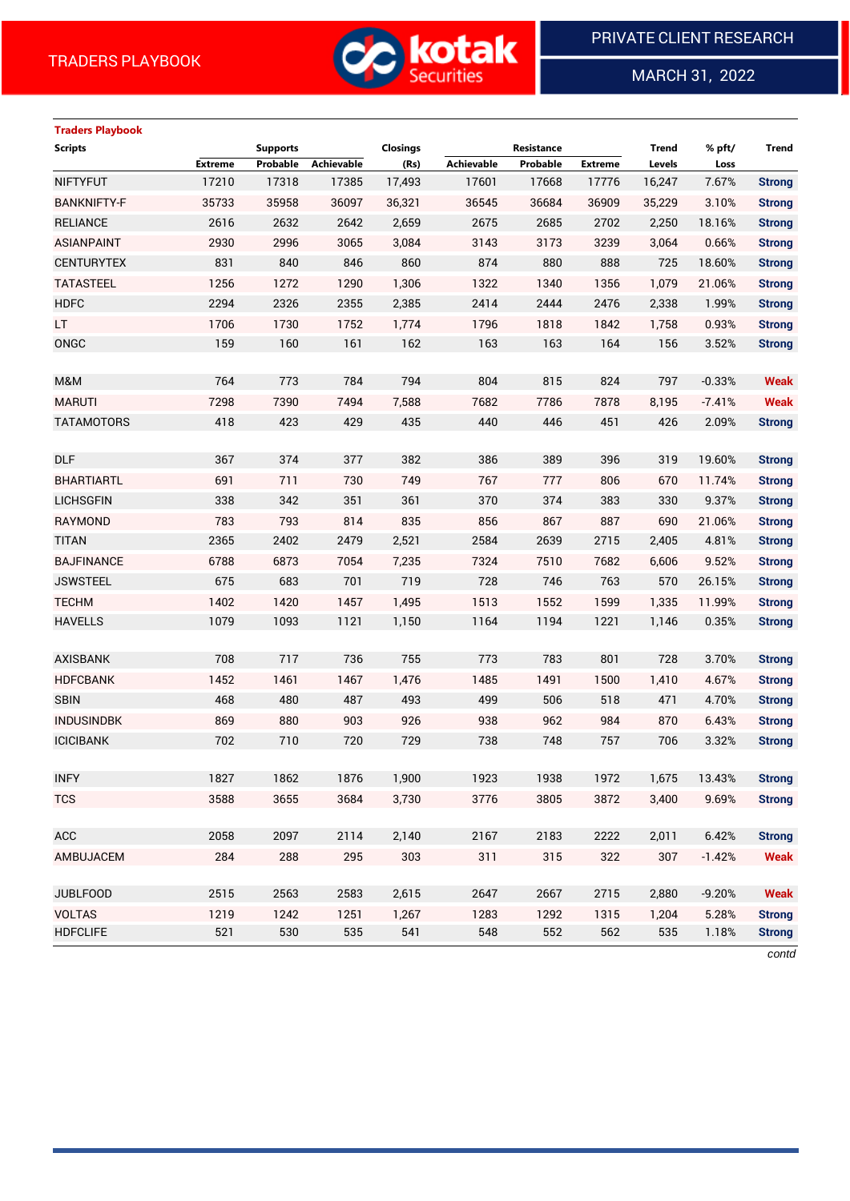TRADERS PLAYBOOK

PRIVATE CLIENT RESEARCH

MARCH 31, 2022

## Traders Playbook

| Scripts | Supports | | | Closings | Resistance | | | Trend | % pft/ | Trend |
|---|---|---|---|---|---|---|---|---|---|---|
| | Extreme | Probable | Achievable | (Rs) | Achievable | Probable | Extreme | Levels | Loss | |
| NIFTYFUT | 17210 | 17318 | 17385 | 17,493 | 17601 | 17668 | 17776 | 16,247 | 7.67% | Strong |
| BANKNIFTY-F | 35733 | 35958 | 36097 | 36,321 | 36545 | 36684 | 36909 | 35,229 | 3.10% | Strong |
| RELIANCE | 2616 | 2632 | 2642 | 2,659 | 2675 | 2685 | 2702 | 2,250 | 18.16% | Strong |
| ASIANPAINT | 2930 | 2996 | 3065 | 3,084 | 3143 | 3173 | 3239 | 3,064 | 0.66% | Strong |
| CENTURYTEX | 831 | 840 | 846 | 860 | 874 | 880 | 888 | 725 | 18.60% | Strong |
| TATASTEEL | 1256 | 1272 | 1290 | 1,306 | 1322 | 1340 | 1356 | 1,079 | 21.06% | Strong |
| HDFC | 2294 | 2326 | 2355 | 2,385 | 2414 | 2444 | 2476 | 2,338 | 1.99% | Strong |
| LT | 1706 | 1730 | 1752 | 1,774 | 1796 | 1818 | 1842 | 1,758 | 0.93% | Strong |
| ONGC | 159 | 160 | 161 | 162 | 163 | 163 | 164 | 156 | 3.52% | Strong |
| | | | | | | | | | | |
| M&M | 764 | 773 | 784 | 794 | 804 | 815 | 824 | 797 | -0.33% | Weak |
| MARUTI | 7298 | 7390 | 7494 | 7,588 | 7682 | 7786 | 7878 | 8,195 | -7.41% | Weak |
| TATAMOTORS | 418 | 423 | 429 | 435 | 440 | 446 | 451 | 426 | 2.09% | Strong |
| | | | | | | | | | | |
| DLF | 367 | 374 | 377 | 382 | 386 | 389 | 396 | 319 | 19.60% | Strong |
| BHARTIARTL | 691 | 711 | 730 | 749 | 767 | 777 | 806 | 670 | 11.74% | Strong |
| LICHSGFIN | 338 | 342 | 351 | 361 | 370 | 374 | 383 | 330 | 9.37% | Strong |
| RAYMOND | 783 | 793 | 814 | 835 | 856 | 867 | 887 | 690 | 21.06% | Strong |
| TITAN | 2365 | 2402 | 2479 | 2,521 | 2584 | 2639 | 2715 | 2,405 | 4.81% | Strong |
| BAJFINANCE | 6788 | 6873 | 7054 | 7,235 | 7324 | 7510 | 7682 | 6,606 | 9.52% | Strong |
| JSWSTEEL | 675 | 683 | 701 | 719 | 728 | 746 | 763 | 570 | 26.15% | Strong |
| TECHM | 1402 | 1420 | 1457 | 1,495 | 1513 | 1552 | 1599 | 1,335 | 11.99% | Strong |
| HAVELLS | 1079 | 1093 | 1121 | 1,150 | 1164 | 1194 | 1221 | 1,146 | 0.35% | Strong |
| | | | | | | | | | | |
| AXISBANK | 708 | 717 | 736 | 755 | 773 | 783 | 801 | 728 | 3.70% | Strong |
| HDFCBANK | 1452 | 1461 | 1467 | 1,476 | 1485 | 1491 | 1500 | 1,410 | 4.67% | Strong |
| SBIN | 468 | 480 | 487 | 493 | 499 | 506 | 518 | 471 | 4.70% | Strong |
| INDUSINDBK | 869 | 880 | 903 | 926 | 938 | 962 | 984 | 870 | 6.43% | Strong |
| ICICIBANK | 702 | 710 | 720 | 729 | 738 | 748 | 757 | 706 | 3.32% | Strong |
| | | | | | | | | | | |
| INFY | 1827 | 1862 | 1876 | 1,900 | 1923 | 1938 | 1972 | 1,675 | 13.43% | Strong |
| TCS | 3588 | 3655 | 3684 | 3,730 | 3776 | 3805 | 3872 | 3,400 | 9.69% | Strong |
| | | | | | | | | | | |
| ACC | 2058 | 2097 | 2114 | 2,140 | 2167 | 2183 | 2222 | 2,011 | 6.42% | Strong |
| AMBUJACEM | 284 | 288 | 295 | 303 | 311 | 315 | 322 | 307 | -1.42% | Weak |
| | | | | | | | | | | |
| JUBLFOOD | 2515 | 2563 | 2583 | 2,615 | 2647 | 2667 | 2715 | 2,880 | -9.20% | Weak |
| VOLTAS | 1219 | 1242 | 1251 | 1,267 | 1283 | 1292 | 1315 | 1,204 | 5.28% | Strong |
| HDFCLIFE | 521 | 530 | 535 | 541 | 548 | 552 | 562 | 535 | 1.18% | Strong |

*contd*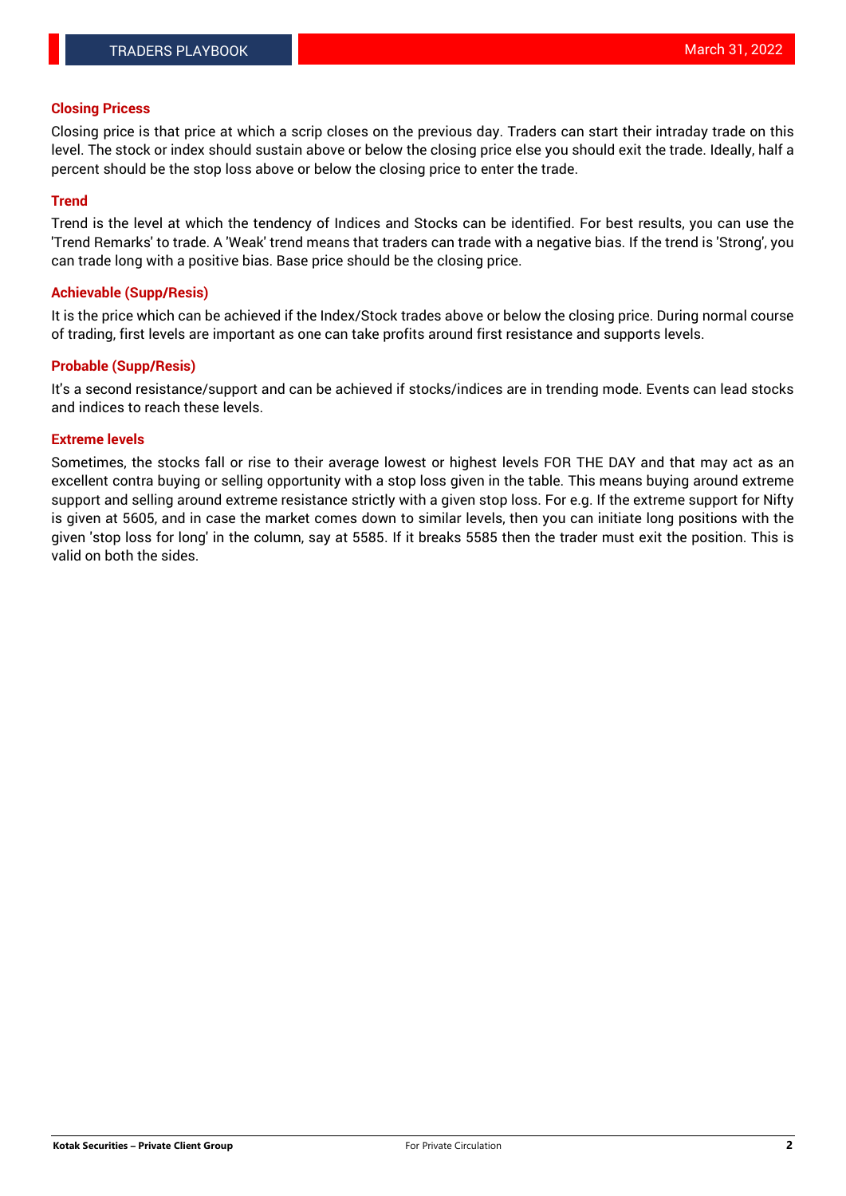### Closing Pricess

Closing price is that price at which a scrip closes on the previous day. Traders can start their intraday trade on this level. The stock or index should sustain above or below the closing price else you should exit the trade. Ideally, half a percent should be the stop loss above or below the closing price to enter the trade.

### Trend

Trend is the level at which the tendency of Indices and Stocks can be identified. For best results, you can use the 'Trend Remarks' to trade. A 'Weak' trend means that traders can trade with a negative bias. If the trend is 'Strong', you can trade long with a positive bias. Base price should be the closing price.

### Achievable (Supp/Resis)

It is the price which can be achieved if the Index/Stock trades above or below the closing price. During normal course of trading, first levels are important as one can take profits around first resistance and supports levels.

### Probable (Supp/Resis)

It's a second resistance/support and can be achieved if stocks/indices are in trending mode. Events can lead stocks and indices to reach these levels.

### Extreme levels

Sometimes, the stocks fall or rise to their average lowest or highest levels FOR THE DAY and that may act as an excellent contra buying or selling opportunity with a stop loss given in the table. This means buying around extreme support and selling around extreme resistance strictly with a given stop loss. For e.g. If the extreme support for Nifty is given at 5605, and in case the market comes down to similar levels, then you can initiate long positions with the given 'stop loss for long' in the column, say at 5585. If it breaks 5585 then the trader must exit the position. This is valid on both the sides.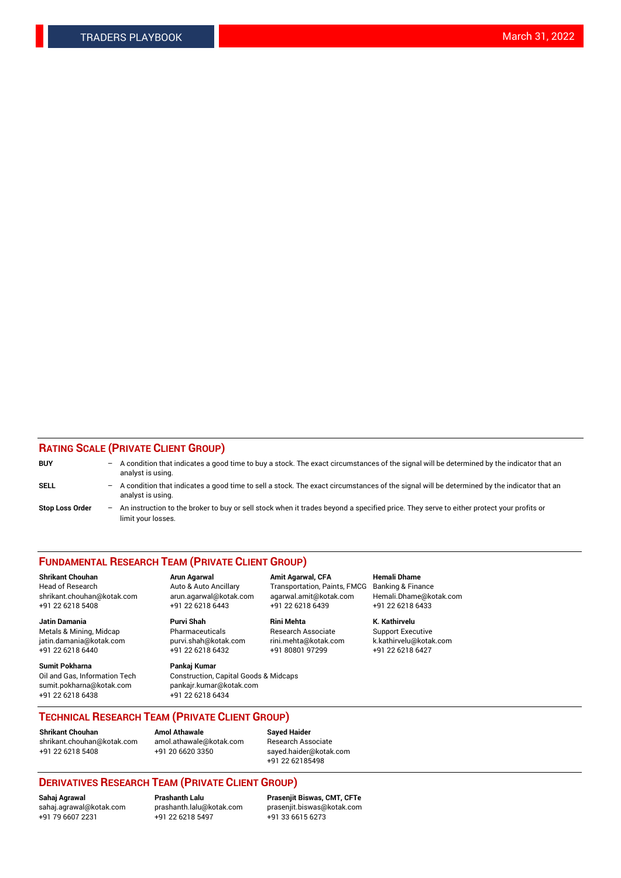## RATING SCALE (PRIVATE CLIENT GROUP)

**BUY** – A condition that indicates a good time to buy a stock. The exact circumstances of the signal will be determined by the indicator that an analyst is using.

**SELL** – A condition that indicates a good time to sell a stock. The exact circumstances of the signal will be determined by the indicator that an analyst is using.

**Stop Loss Order** – An instruction to the broker to buy or sell stock when it trades beyond a specified price. They serve to either protect your profits or limit your losses.

## FUNDAMENTAL RESEARCH TEAM (PRIVATE CLIENT GROUP)

**Shrikant Chouhan**
Head of Research
shrikant.chouhan@kotak.com
+91 22 6218 5408

**Arun Agarwal**
Auto & Auto Ancillary
arun.agarwal@kotak.com
+91 22 6218 6443

**Amit Agarwal, CFA**
Transportation, Paints, FMCG
agarwal.amit@kotak.com
+91 22 6218 6439

**Hemali Dhame**
Banking & Finance
Hemali.Dhame@kotak.com
+91 22 6218 6433

**Jatin Damania**
Metals & Mining, Midcap
jatin.damania@kotak.com
+91 22 6218 6440

**Purvi Shah**
Pharmaceuticals
purvi.shah@kotak.com
+91 22 6218 6432

**Rini Mehta**
Research Associate
rini.mehta@kotak.com
+91 80801 97299

**K. Kathirvelu**
Support Executive
k.kathirvelu@kotak.com
+91 22 6218 6427

**Sumit Pokharna**
Oil and Gas, Information Tech
sumit.pokharna@kotak.com
+91 22 6218 6438

**Pankaj Kumar**
Construction, Capital Goods & Midcaps
pankajr.kumar@kotak.com
+91 22 6218 6434

## TECHNICAL RESEARCH TEAM (PRIVATE CLIENT GROUP)

**Shrikant Chouhan**
shrikant.chouhan@kotak.com
+91 22 6218 5408

**Amol Athawale**
amol.athawale@kotak.com
+91 20 6620 3350

**Sayed Haider**
Research Associate
sayed.haider@kotak.com
+91 22 62185498

## DERIVATIVES RESEARCH TEAM (PRIVATE CLIENT GROUP)

**Sahaj Agrawal**
sahaj.agrawal@kotak.com
+91 79 6607 2231

**Prashanth Lalu**
prashanth.lalu@kotak.com
+91 22 6218 5497

**Prasenjit Biswas, CMT, CFTe**
prasenjit.biswas@kotak.com
+91 33 6615 6273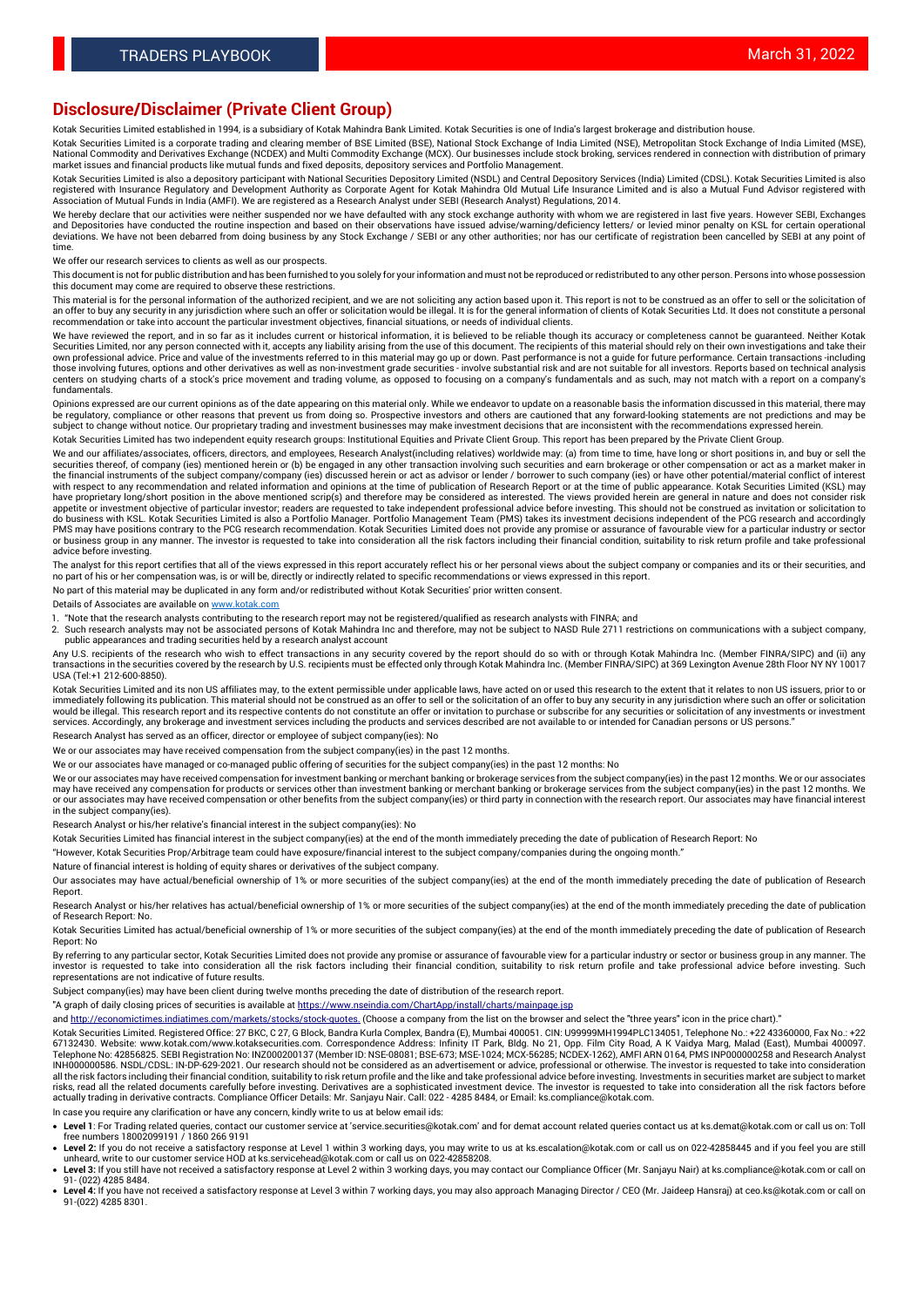# Disclosure/Disclaimer (Private Client Group)

Kotak Securities Limited established in 1994, is a subsidiary of Kotak Mahindra Bank Limited. Kotak Securities is one of India's largest brokerage and distribution house.

Kotak Securities Limited is a corporate trading and clearing member of BSE Limited (BSE), National Stock Exchange of India Limited (NSE), Metropolitan Stock Exchange of India Limited (MSE), National Commodity and Derivatives Exchange (NCDEX) and Multi Commodity Exchange (MCX). Our businesses include stock broking, services rendered in connection with distribution of primary market issues and financial products like mutual funds and fixed deposits, depository services and Portfolio Management.

Kotak Securities Limited is also a depository participant with National Securities Depository Limited (NSDL) and Central Depository Services (India) Limited (CDSL). Kotak Securities Limited is also registered with Insurance Regulatory and Development Authority as Corporate Agent for Kotak Mahindra Old Mutual Life Insurance Limited and is also a Mutual Fund Advisor registered with Association of Mutual Funds in India (AMFI). We are registered as a Research Analyst under SEBI (Research Analyst) Regulations, 2014.

We hereby declare that our activities were neither suspended nor we have defaulted with any stock exchange authority with whom we are registered in last five years. However SEBI, Exchanges and Depositories have conducted the routine inspection and based on their observations have issued advise/warning/deficiency letters/ or levied minor penalty on KSL for certain operational deviations. We have not been debarred from doing business by any Stock Exchange / SEBI or any other authorities; nor has our certificate of registration been cancelled by SEBI at any point of time.

We offer our research services to clients as well as our prospects.

This document is not for public distribution and has been furnished to you solely for your information and must not be reproduced or redistributed to any other person. Persons into whose possession this document may come are required to observe these restrictions.

This material is for the personal information of the authorized recipient, and we are not soliciting any action based upon it. This report is not to be construed as an offer to sell or the solicitation of an offer to buy any security in any jurisdiction where such an offer or solicitation would be illegal. It is for the general information of clients of Kotak Securities Ltd. It does not constitute a personal recommendation or take into account the particular investment objectives, financial situations, or needs of individual clients.

We have reviewed the report, and in so far as it includes current or historical information, it is believed to be reliable though its accuracy or completeness cannot be guaranteed. Neither Kotak Securities Limited, nor any person connected with it, accepts any liability arising from the use of this document. The recipients of this material should rely on their own investigations and take their own professional advice. Price and value of the investments referred to in this material may go up or down. Past performance is not a guide for future performance. Certain transactions -including those involving futures, options and other derivatives as well as non-investment grade securities - involve substantial risk and are not suitable for all investors. Reports based on technical analysis centers on studying charts of a stock's price movement and trading volume, as opposed to focusing on a company's fundamentals and as such, may not match with a report on a company's fundamentals.

Opinions expressed are our current opinions as of the date appearing on this material only. While we endeavor to update on a reasonable basis the information discussed in this material, there may be regulatory, compliance or other reasons that prevent us from doing so. Prospective investors and others are cautioned that any forward-looking statements are not predictions and may be subject to change without notice. Our proprietary trading and investment businesses may make investment decisions that are inconsistent with the recommendations expressed herein.

Kotak Securities Limited has two independent equity research groups: Institutional Equities and Private Client Group. This report has been prepared by the Private Client Group.

We and our affiliates/associates, officers, directors, and employees, Research Analyst(including relatives) worldwide may: (a) from time to time, have long or short positions in, and buy or sell the securities thereof, of company (ies) mentioned herein or (b) be engaged in any other transaction involving such securities and earn brokerage or other compensation or act as a market maker in the financial instruments of the subject company/company (ies) discussed herein or act as advisor or lender / borrower to such company (ies) or have other potential/material conflict of interest with respect to any recommendation and related information and opinions at the time of publication of Research Report or at the time of public appearance. Kotak Securities Limited (KSL) may have proprietary long/short position in the above mentioned scrip(s) and therefore may be considered as interested. The views provided herein are general in nature and does not consider risk appetite or investment objective of particular investor; readers are requested to take independent professional advice before investing. This should not be construed as invitation or solicitation to do business with KSL. Kotak Securities Limited is also a Portfolio Manager. Portfolio Management Team (PMS) takes its investment decisions independent of the PCG research and accordingly PMS may have positions contrary to the PCG research recommendation. Kotak Securities Limited does not provide any promise or assurance of favourable view for a particular industry or sector or business group in any manner. The investor is requested to take into consideration all the risk factors including their financial condition, suitability to risk return profile and take professional advice before investing.

The analyst for this report certifies that all of the views expressed in this report accurately reflect his or her personal views about the subject company or companies and its or their securities, and no part of his or her compensation was, is or will be, directly or indirectly related to specific recommendations or views expressed in this report.

No part of this material may be duplicated in any form and/or redistributed without Kotak Securities' prior written consent.

Details of Associates are available on www.kotak.com

1. "Note that the research analysts contributing to the research report may not be registered/qualified as research analysts with FINRA; and
2. Such research analysts may not be associated persons of Kotak Mahindra Inc and therefore, may not be subject to NASD Rule 2711 restrictions on communications with a subject company, public appearances and trading securities held by a research analyst account

Any U.S. recipients of the research who wish to effect transactions in any security covered by the report should do so with or through Kotak Mahindra Inc. (Member FINRA/SIPC) and (ii) any transactions in the securities covered by the research by U.S. recipients must be effected only through Kotak Mahindra Inc. (Member FINRA/SIPC) at 369 Lexington Avenue 28th Floor NY NY 10017 USA (Tel:+1 212-600-8850).

Kotak Securities Limited and its non US affiliates may, to the extent permissible under applicable laws, have acted on or used this research to the extent that it relates to non US issuers, prior to or immediately following its publication. This material should not be construed as an offer to sell or the solicitation of an offer to buy any security in any jurisdiction where such an offer or solicitation would be illegal. This research report and its respective contents do not constitute an offer or invitation to purchase or subscribe for any securities or solicitation of any investments or investment services. Accordingly, any brokerage and investment services including the products and services described are not available to or intended for Canadian persons or US persons."

Research Analyst has served as an officer, director or employee of subject company(ies): No

We or our associates may have received compensation from the subject company(ies) in the past 12 months.

We or our associates have managed or co-managed public offering of securities for the subject company(ies) in the past 12 months: No

We or our associates may have received compensation for investment banking or merchant banking or brokerage services from the subject company(ies) in the past 12 months. We or our associates may have received any compensation for products or services other than investment banking or merchant banking or brokerage services from the subject company(ies) in the past 12 months. We or our associates may have received compensation or other benefits from the subject company(ies) or third party in connection with the research report. Our associates may have financial interest in the subject company(ies).

Research Analyst or his/her relative's financial interest in the subject company(ies): No

Kotak Securities Limited has financial interest in the subject company(ies) at the end of the month immediately preceding the date of publication of Research Report: No

"However, Kotak Securities Prop/Arbitrage team could have exposure/financial interest to the subject company/companies during the ongoing month."

Nature of financial interest is holding of equity shares or derivatives of the subject company.

Our associates may have actual/beneficial ownership of 1% or more securities of the subject company(ies) at the end of the month immediately preceding the date of publication of Research Report.

Research Analyst or his/her relatives has actual/beneficial ownership of 1% or more securities of the subject company(ies) at the end of the month immediately preceding the date of publication of Research Report: No.

Kotak Securities Limited has actual/beneficial ownership of 1% or more securities of the subject company(ies) at the end of the month immediately preceding the date of publication of Research Report: No

By referring to any particular sector, Kotak Securities Limited does not provide any promise or assurance of favourable view for a particular industry or sector or business group in any manner. The investor is requested to take into consideration all the risk factors including their financial condition, suitability to risk return profile and take professional advice before investing. Such representations are not indicative of future results.

Subject company(ies) may have been client during twelve months preceding the date of distribution of the research report.

"A graph of daily closing prices of securities is available at https://www.nseindia.com/ChartApp/install/charts/mainpage.jsp

and http://economictimes.indiatimes.com/markets/stocks/stock-quotes. (Choose a company from the list on the browser and select the "three years" icon in the price chart)."

Kotak Securities Limited. Registered Office: 27 BKC, C 27, G Block, Bandra Kurla Complex, Bandra (E), Mumbai 400051. CIN: U99999MH1994PLC134051, Telephone No.: +22 43360000, Fax No.: +22 67132430. Website: www.kotak.com/www.kotaksecurities.com. Correspondence Address: Infinity IT Park, Bldg. No 21, Opp. Film City Road, A K Vaidya Marg, Malad (East), Mumbai 400097. Telephone No: 42856825. SEBI Registration No: INZ000200137 (Member ID: NSE-08081; BSE-673; MSE-1024; MCX-56285; NCDEX-1262), AMFI ARN 0164, PMS INP000000258 and Research Analyst INH000000586. NSDL/CDSL: IN-DP-629-2021. Our research should not be considered as an advertisement or advice, professional or otherwise. The investor is requested to take into consideration all the risk factors including their financial condition, suitability to risk return profile and the like and take professional advice before investing. Investments in securities market are subject to market risks, read all the related documents carefully before investing. Derivatives are a sophisticated investment device. The investor is requested to take into consideration all the risk factors before actually trading in derivative contracts. Compliance Officer Details: Mr. Sanjayu Nair. Call: 022 - 4285 8484, or Email: ks.compliance@kotak.com.

In case you require any clarification or have any concern, kindly write to us at below email ids:

- **Level 1**: For Trading related queries, contact our customer service at 'service.securities@kotak.com' and for demat account related queries contact us at ks.demat@kotak.com or call us on: Toll free numbers 18002099191 / 1860 266 9191
- **Level 2:** If you do not receive a satisfactory response at Level 1 within 3 working days, you may write to us at ks.escalation@kotak.com or call us on 022-42858445 and if you feel you are still unheard, write to our customer service HOD at ks.servicehead@kotak.com or call us on 022-42858208.
- **Level 3:** If you still have not received a satisfactory response at Level 2 within 3 working days, you may contact our Compliance Officer (Mr. Sanjayu Nair) at ks.compliance@kotak.com or call on 91- (022) 4285 8484.
- **Level 4:** If you have not received a satisfactory response at Level 3 within 7 working days, you may also approach Managing Director / CEO (Mr. Jaideep Hansraj) at ceo.ks@kotak.com or call on 91-(022) 4285 8301.